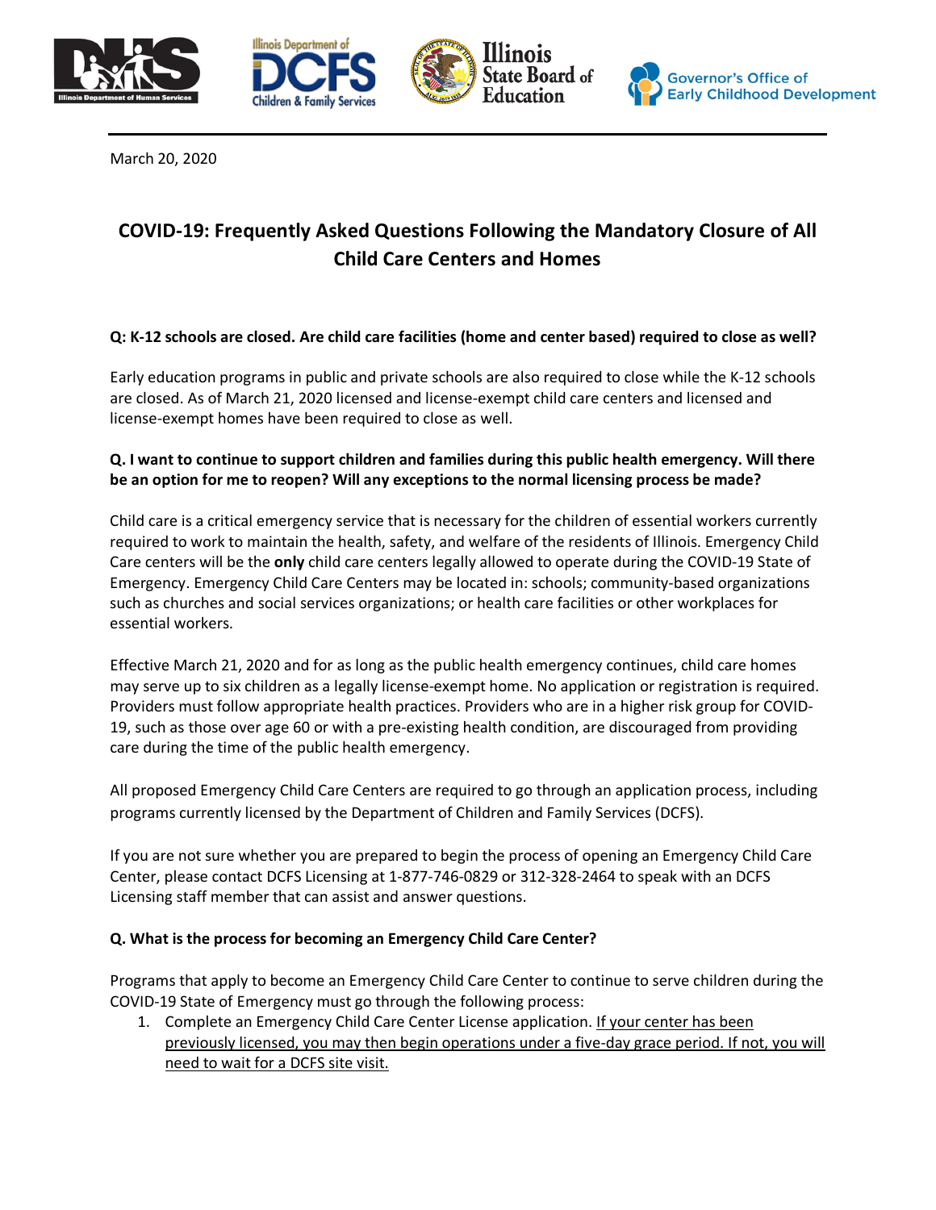March 20, 2020

# COVID-19: Frequently Asked Questions Following the Mandatory Closure of All Child Care Centers and Homes

**Q: K-12 schools are closed. Are child care facilities (home and center based) required to close as well?**

Early education programs in public and private schools are also required to close while the K-12 schools are closed. As of March 21, 2020 licensed and license-exempt child care centers and licensed and license-exempt homes have been required to close as well.

**Q. I want to continue to support children and families during this public health emergency. Will there be an option for me to reopen? Will any exceptions to the normal licensing process be made?**

Child care is a critical emergency service that is necessary for the children of essential workers currently required to work to maintain the health, safety, and welfare of the residents of Illinois. Emergency Child Care centers will be the **only** child care centers legally allowed to operate during the COVID-19 State of Emergency. Emergency Child Care Centers may be located in: schools; community-based organizations such as churches and social services organizations; or health care facilities or other workplaces for essential workers.

Effective March 21, 2020 and for as long as the public health emergency continues, child care homes may serve up to six children as a legally license-exempt home. No application or registration is required. Providers must follow appropriate health practices. Providers who are in a higher risk group for COVID-19, such as those over age 60 or with a pre-existing health condition, are discouraged from providing care during the time of the public health emergency.

All proposed Emergency Child Care Centers are required to go through an application process, including programs currently licensed by the Department of Children and Family Services (DCFS).

If you are not sure whether you are prepared to begin the process of opening an Emergency Child Care Center, please contact DCFS Licensing at 1-877-746-0829 or 312-328-2464 to speak with an DCFS Licensing staff member that can assist and answer questions.

**Q. What is the process for becoming an Emergency Child Care Center?**

Programs that apply to become an Emergency Child Care Center to continue to serve children during the COVID-19 State of Emergency must go through the following process:

1. Complete an Emergency Child Care Center License application. <u>If your center has been previously licensed, you may then begin operations under a five-day grace period. If not, you will need to wait for a DCFS site visit.</u>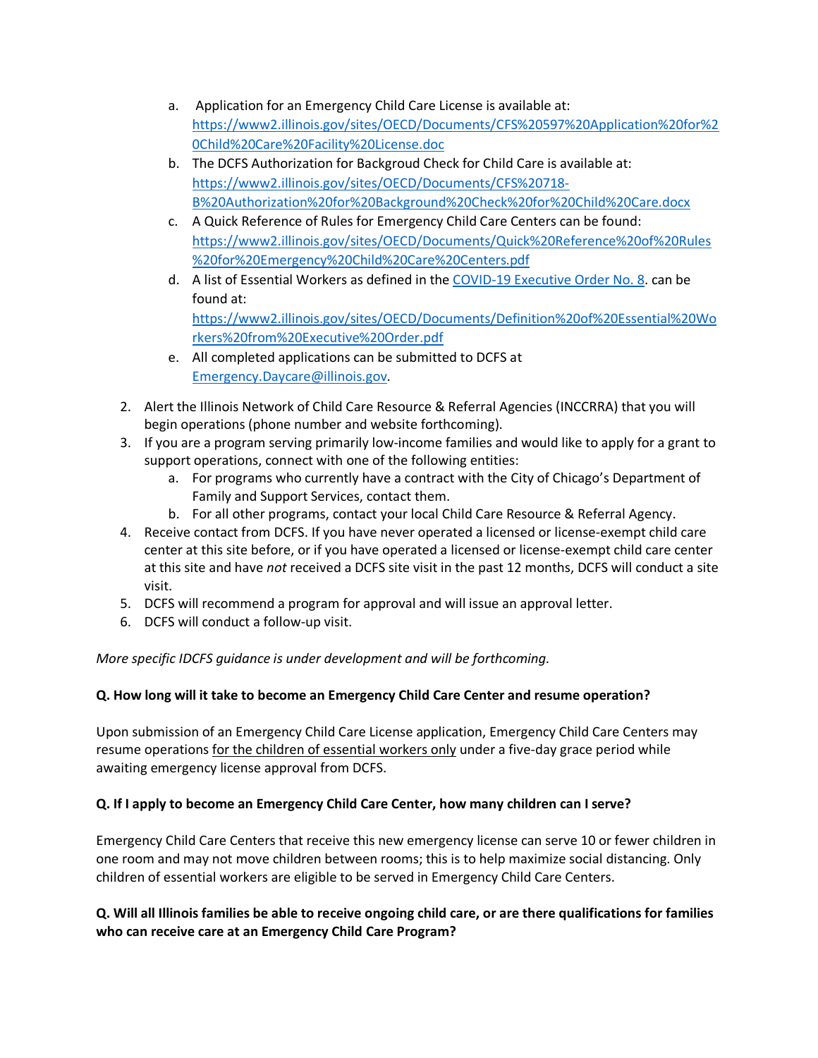a. Application for an Emergency Child Care License is available at: https://www2.illinois.gov/sites/OECD/Documents/CFS%20597%20Application%20for%20Child%20Care%20Facility%20License.doc
   b. The DCFS Authorization for Backgroud Check for Child Care is available at: https://www2.illinois.gov/sites/OECD/Documents/CFS%20718-B%20Authorization%20for%20Background%20Check%20for%20Child%20Care.docx
   c. A Quick Reference of Rules for Emergency Child Care Centers can be found: https://www2.illinois.gov/sites/OECD/Documents/Quick%20Reference%20of%20Rules%20for%20Emergency%20Child%20Care%20Centers.pdf
   d. A list of Essential Workers as defined in the COVID-19 Executive Order No. 8. can be found at: https://www2.illinois.gov/sites/OECD/Documents/Definition%20of%20Essential%20Workers%20from%20Executive%20Order.pdf
   e. All completed applications can be submitted to DCFS at Emergency.Daycare@illinois.gov.
2. Alert the Illinois Network of Child Care Resource & Referral Agencies (INCCRRA) that you will begin operations (phone number and website forthcoming).
3. If you are a program serving primarily low-income families and would like to apply for a grant to support operations, connect with one of the following entities:
   a. For programs who currently have a contract with the City of Chicago's Department of Family and Support Services, contact them.
   b. For all other programs, contact your local Child Care Resource & Referral Agency.
4. Receive contact from DCFS. If you have never operated a licensed or license-exempt child care center at this site before, or if you have operated a licensed or license-exempt child care center at this site and have *not* received a DCFS site visit in the past 12 months, DCFS will conduct a site visit.
5. DCFS will recommend a program for approval and will issue an approval letter.
6. DCFS will conduct a follow-up visit.

*More specific IDCFS guidance is under development and will be forthcoming.*

**Q. How long will it take to become an Emergency Child Care Center and resume operation?**

Upon submission of an Emergency Child Care License application, Emergency Child Care Centers may resume operations for the children of essential workers only under a five-day grace period while awaiting emergency license approval from DCFS.

**Q. If I apply to become an Emergency Child Care Center, how many children can I serve?**

Emergency Child Care Centers that receive this new emergency license can serve 10 or fewer children in one room and may not move children between rooms; this is to help maximize social distancing. Only children of essential workers are eligible to be served in Emergency Child Care Centers.

**Q. Will all Illinois families be able to receive ongoing child care, or are there qualifications for families who can receive care at an Emergency Child Care Program?**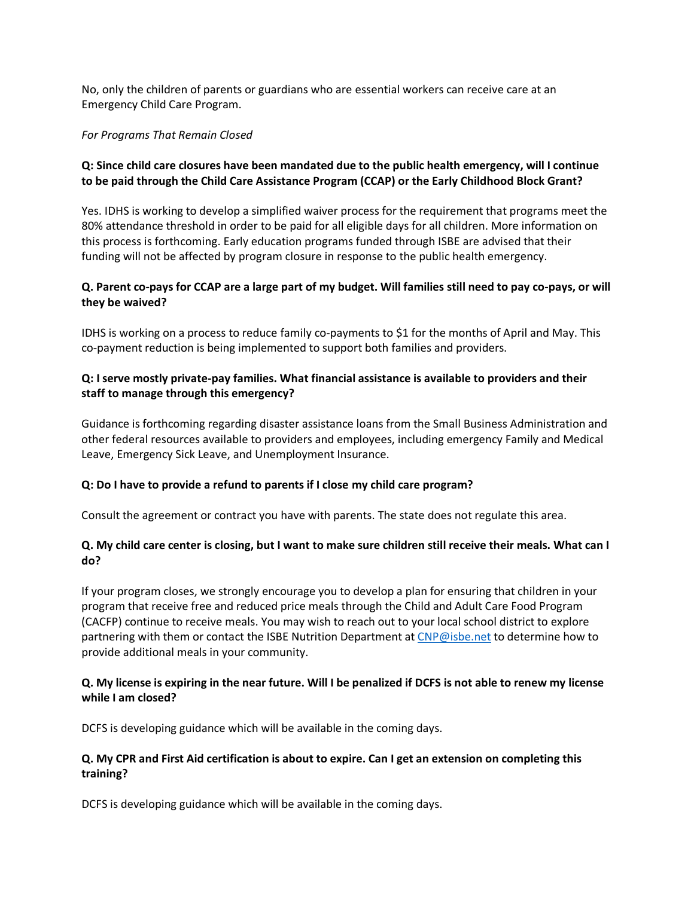No, only the children of parents or guardians who are essential workers can receive care at an Emergency Child Care Program.

*For Programs That Remain Closed*

**Q: Since child care closures have been mandated due to the public health emergency, will I continue to be paid through the Child Care Assistance Program (CCAP) or the Early Childhood Block Grant?**

Yes. IDHS is working to develop a simplified waiver process for the requirement that programs meet the 80% attendance threshold in order to be paid for all eligible days for all children. More information on this process is forthcoming. Early education programs funded through ISBE are advised that their funding will not be affected by program closure in response to the public health emergency.

**Q. Parent co-pays for CCAP are a large part of my budget. Will families still need to pay co-pays, or will they be waived?**

IDHS is working on a process to reduce family co-payments to $1 for the months of April and May. This co-payment reduction is being implemented to support both families and providers.

**Q: I serve mostly private-pay families. What financial assistance is available to providers and their staff to manage through this emergency?**

Guidance is forthcoming regarding disaster assistance loans from the Small Business Administration and other federal resources available to providers and employees, including emergency Family and Medical Leave, Emergency Sick Leave, and Unemployment Insurance.

**Q: Do I have to provide a refund to parents if I close my child care program?**

Consult the agreement or contract you have with parents. The state does not regulate this area.

**Q. My child care center is closing, but I want to make sure children still receive their meals. What can I do?**

If your program closes, we strongly encourage you to develop a plan for ensuring that children in your program that receive free and reduced price meals through the Child and Adult Care Food Program (CACFP) continue to receive meals. You may wish to reach out to your local school district to explore partnering with them or contact the ISBE Nutrition Department at [CNP@isbe.net](mailto:CNP@isbe.net) to determine how to provide additional meals in your community.

**Q. My license is expiring in the near future. Will I be penalized if DCFS is not able to renew my license while I am closed?**

DCFS is developing guidance which will be available in the coming days.

**Q. My CPR and First Aid certification is about to expire. Can I get an extension on completing this training?**

DCFS is developing guidance which will be available in the coming days.